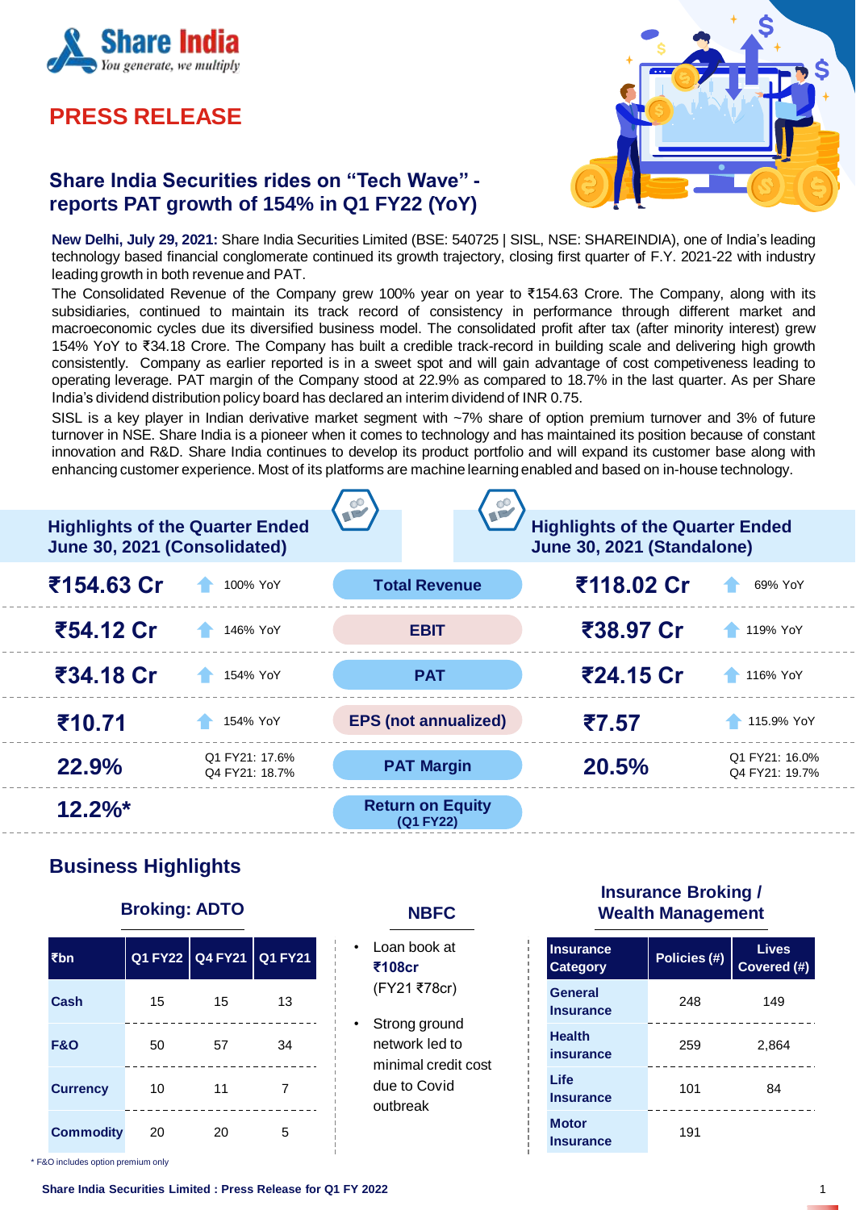# PRESS RELEASE

## Share India Securities rides on "Tech Wave" - reports PAT growth of 154% in Q1 FY22 (YoY)

**New Delhi, July 29, 2021:** Share India Securities Limited (BSE: 540725 | SISL, NSE: SHAREINDIA), one of India's leading technology based financial conglomerate continued its growth trajectory, closing first quarter of F.Y. 2021-22 with industry leading growth in both revenue and PAT.

The Consolidated Revenue of the Company grew 100% year on year to ₹154.63 Crore. The Company, along with its subsidiaries, continued to maintain its track record of consistency in performance through different market and macroeconomic cycles due its diversified business model. The consolidated profit after tax (after minority interest) grew 154% YoY to ₹34.18 Crore. The Company has built a credible track-record in building scale and delivering high growth consistently. Company as earlier reported is in a sweet spot and will gain advantage of cost competiveness leading to operating leverage. PAT margin of the Company stood at 22.9% as compared to 18.7% in the last quarter. As per Share India's dividend distribution policy board has declared an interim dividend of INR 0.75.

SISL is a key player in Indian derivative market segment with ~7% share of option premium turnover and 3% of future turnover in NSE. Share India is a pioneer when it comes to technology and has maintained its position because of constant innovation and R&D. Share India continues to develop its product portfolio and will expand its customer base along with enhancing customer experience. Most of its platforms are machine learning enabled and based on in-house technology.

| Highlights of the Quarter Ended June 30, 2021 (Consolidated) | | | Highlights of the Quarter Ended June 30, 2021 (Standalone) | |
|---|---|---|---|---|
| ₹154.63 Cr | 100% YoY | **Total Revenue** | ₹118.02 Cr | 69% YoY |
| ₹54.12 Cr | 146% YoY | **EBIT** | ₹38.97 Cr | 119% YoY |
| ₹34.18 Cr | 154% YoY | **PAT** | ₹24.15 Cr | 116% YoY |
| ₹10.71 | 154% YoY | **EPS (not annualized)** | ₹7.57 | 115.9% YoY |
| 22.9% | Q1 FY21: 17.6%<br>Q4 FY21: 18.7% | **PAT Margin** | 20.5% | Q1 FY21: 16.0%<br>Q4 FY21: 19.7% |
| 12.2%* | | **Return on Equity (Q1 FY22)** | | |

## Business Highlights

### Broking: ADTO

| ₹bn | Q1 FY22 | Q4 FY21 | Q1 FY21 |
|---|---|---|---|
| Cash | 15 | 15 | 13 |
| F&O | 50 | 57 | 34 |
| Currency | 10 | 11 | 7 |
| Commodity | 20 | 20 | 5 |

* F&O includes option premium only

### NBFC

- Loan book at **₹108cr** (FY21 ₹78cr)
- Strong ground network led to minimal credit cost due to Covid outbreak

### Insurance Broking / Wealth Management

| Insurance Category | Policies (#) | Lives Covered (#) |
|---|---|---|
| General Insurance | 248 | 149 |
| Health insurance | 259 | 2,864 |
| Life Insurance | 101 | 84 |
| Motor Insurance | 191 | |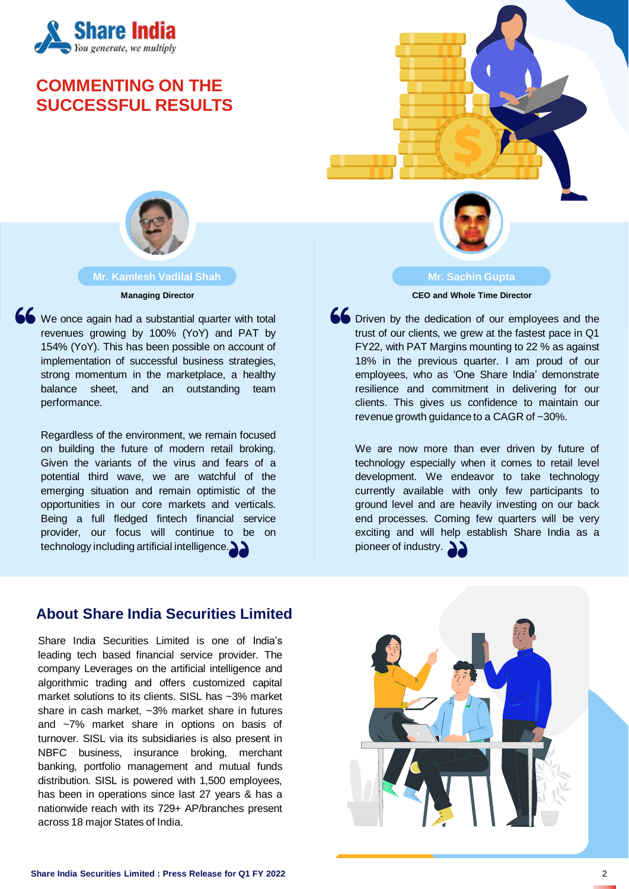# COMMENTING ON THE SUCCESSFUL RESULTS

**Mr. Kamlesh Vadilal Shah**

**Managing Director**

We once again had a substantial quarter with total revenues growing by 100% (YoY) and PAT by 154% (YoY). This has been possible on account of implementation of successful business strategies, strong momentum in the marketplace, a healthy balance sheet, and an outstanding team performance.

Regardless of the environment, we remain focused on building the future of modern retail broking. Given the variants of the virus and fears of a potential third wave, we are watchful of the emerging situation and remain optimistic of the opportunities in our core markets and verticals. Being a full fledged fintech financial service provider, our focus will continue to be on technology including artificial intelligence.

**Mr. Sachin Gupta**

**CEO and Whole Time Director**

Driven by the dedication of our employees and the trust of our clients, we grew at the fastest pace in Q1 FY22, with PAT Margins mounting to 22 % as against 18% in the previous quarter. I am proud of our employees, who as 'One Share India' demonstrate resilience and commitment in delivering for our clients. This gives us confidence to maintain our revenue growth guidance to a CAGR of ~30%.

We are now more than ever driven by future of technology especially when it comes to retail level development. We endeavor to take technology currently available with only few participants to ground level and are heavily investing on our back end processes. Coming few quarters will be very exciting and will help establish Share India as a pioneer of industry.

## About Share India Securities Limited

Share India Securities Limited is one of India's leading tech based financial service provider. The company Leverages on the artificial intelligence and algorithmic trading and offers customized capital market solutions to its clients. SISL has ~3% market share in cash market, ~3% market share in futures and ~7% market share in options on basis of turnover. SISL via its subsidiaries is also present in NBFC business, insurance broking, merchant banking, portfolio management and mutual funds distribution. SISL is powered with 1,500 employees, has been in operations since last 27 years & has a nationwide reach with its 729+ AP/branches present across 18 major States of India.